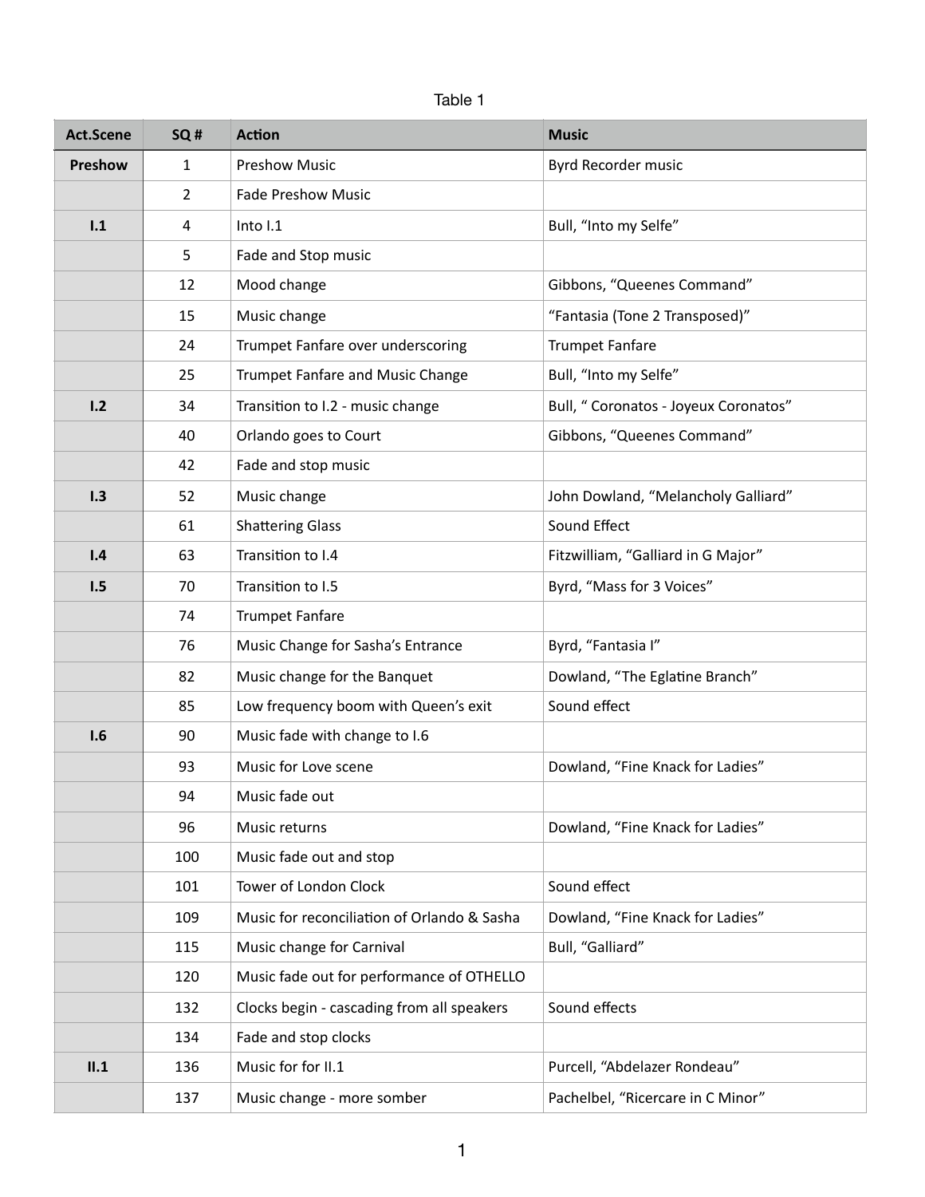Table 1

| Act.Scene | SQ # | Action | Music |
|---|---|---|---|
| **Preshow** | 1 | Preshow Music | Byrd Recorder music |
| | 2 | Fade Preshow Music | |
| **I.1** | 4 | Into I.1 | Bull, "Into my Selfe" |
| | 5 | Fade and Stop music | |
| | 12 | Mood change | Gibbons, "Queenes Command" |
| | 15 | Music change | "Fantasia (Tone 2 Transposed)" |
| | 24 | Trumpet Fanfare over underscoring | Trumpet Fanfare |
| | 25 | Trumpet Fanfare and Music Change | Bull, "Into my Selfe" |
| **I.2** | 34 | Transition to I.2 - music change | Bull, " Coronatos - Joyeux Coronatos" |
| | 40 | Orlando goes to Court | Gibbons, "Queenes Command" |
| | 42 | Fade and stop music | |
| **I.3** | 52 | Music change | John Dowland, "Melancholy Galliard" |
| | 61 | Shattering Glass | Sound Effect |
| **I.4** | 63 | Transition to I.4 | Fitzwilliam, "Galliard in G Major" |
| **I.5** | 70 | Transition to I.5 | Byrd, "Mass for 3 Voices" |
| | 74 | Trumpet Fanfare | |
| | 76 | Music Change for Sasha's Entrance | Byrd, "Fantasia I" |
| | 82 | Music change for the Banquet | Dowland, "The Eglatine Branch" |
| | 85 | Low frequency boom with Queen's exit | Sound effect |
| **I.6** | 90 | Music fade with change to I.6 | |
| | 93 | Music for Love scene | Dowland, "Fine Knack for Ladies" |
| | 94 | Music fade out | |
| | 96 | Music returns | Dowland, "Fine Knack for Ladies" |
| | 100 | Music fade out and stop | |
| | 101 | Tower of London Clock | Sound effect |
| | 109 | Music for reconciliation of Orlando & Sasha | Dowland, "Fine Knack for Ladies" |
| | 115 | Music change for Carnival | Bull, "Galliard" |
| | 120 | Music fade out for performance of OTHELLO | |
| | 132 | Clocks begin - cascading from all speakers | Sound effects |
| | 134 | Fade and stop clocks | |
| **II.1** | 136 | Music for for II.1 | Purcell, "Abdelazer Rondeau" |
| | 137 | Music change - more somber | Pachelbel, "Ricercare in C Minor" |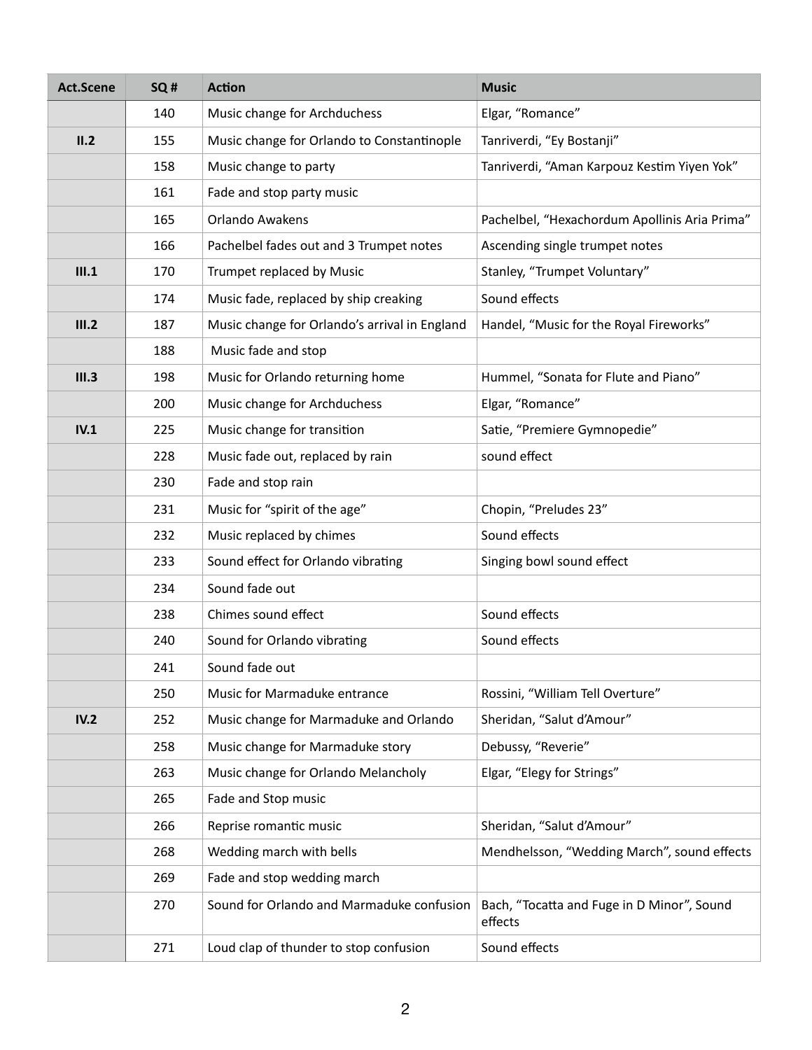| Act.Scene | SQ # | Action | Music |
|---|---|---|---|
| | 140 | Music change for Archduchess | Elgar, "Romance" |
| II.2 | 155 | Music change for Orlando to Constantinople | Tanriverdi, "Ey Bostanji" |
| | 158 | Music change to party | Tanriverdi, "Aman Karpouz Kestim Yiyen Yok" |
| | 161 | Fade and stop party music | |
| | 165 | Orlando Awakens | Pachelbel, "Hexachordum Apollinis Aria Prima" |
| | 166 | Pachelbel fades out and 3 Trumpet notes | Ascending single trumpet notes |
| III.1 | 170 | Trumpet replaced by Music | Stanley, "Trumpet Voluntary" |
| | 174 | Music fade, replaced by ship creaking | Sound effects |
| III.2 | 187 | Music change for Orlando's arrival in England | Handel, "Music for the Royal Fireworks" |
| | 188 | Music fade and stop | |
| III.3 | 198 | Music for Orlando returning home | Hummel, "Sonata for Flute and Piano" |
| | 200 | Music change for Archduchess | Elgar, "Romance" |
| IV.1 | 225 | Music change for transition | Satie, "Premiere Gymnopedie" |
| | 228 | Music fade out, replaced by rain | sound effect |
| | 230 | Fade and stop rain | |
| | 231 | Music for "spirit of the age" | Chopin, "Preludes 23" |
| | 232 | Music replaced by chimes | Sound effects |
| | 233 | Sound effect for Orlando vibrating | Singing bowl sound effect |
| | 234 | Sound fade out | |
| | 238 | Chimes sound effect | Sound effects |
| | 240 | Sound for Orlando vibrating | Sound effects |
| | 241 | Sound fade out | |
| | 250 | Music for Marmaduke entrance | Rossini, "William Tell Overture" |
| IV.2 | 252 | Music change for Marmaduke and Orlando | Sheridan, "Salut d'Amour" |
| | 258 | Music change for Marmaduke story | Debussy, "Reverie" |
| | 263 | Music change for Orlando Melancholy | Elgar, "Elegy for Strings" |
| | 265 | Fade and Stop music | |
| | 266 | Reprise romantic music | Sheridan, "Salut d'Amour" |
| | 268 | Wedding march with bells | Mendhelsson, "Wedding March", sound effects |
| | 269 | Fade and stop wedding march | |
| | 270 | Sound for Orlando and Marmaduke confusion | Bach, "Tocatta and Fuge in D Minor", Sound effects |
| | 271 | Loud clap of thunder to stop confusion | Sound effects |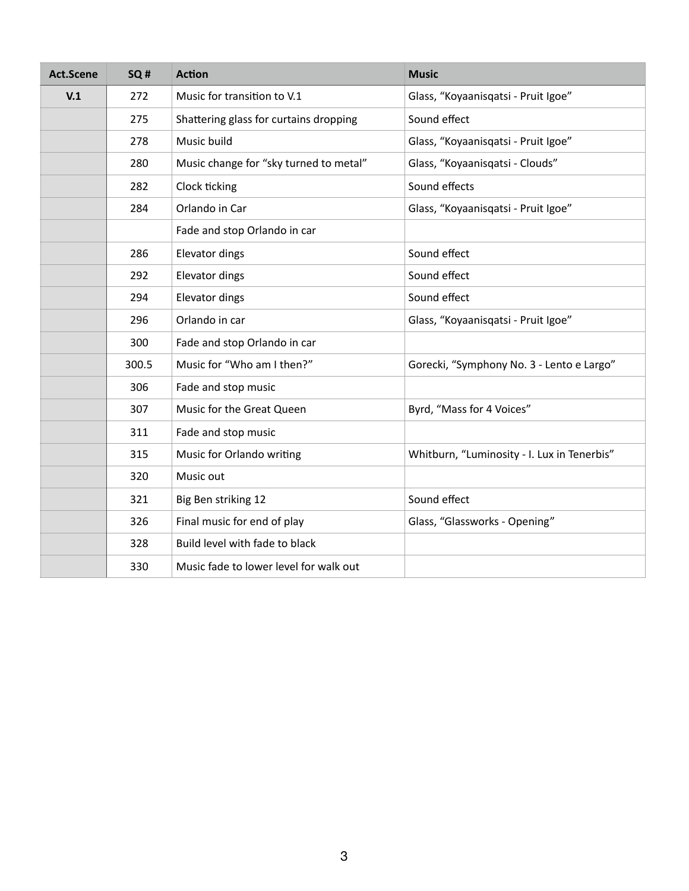| Act.Scene | SQ # | Action | Music |
|---|---|---|---|
| **V.1** | 272 | Music for transition to V.1 | Glass, “Koyaanisqatsi - Pruit Igoe” |
| | 275 | Shattering glass for curtains dropping | Sound effect |
| | 278 | Music build | Glass, “Koyaanisqatsi - Pruit Igoe” |
| | 280 | Music change for “sky turned to metal” | Glass, “Koyaanisqatsi - Clouds” |
| | 282 | Clock ticking | Sound effects |
| | 284 | Orlando in Car | Glass, “Koyaanisqatsi - Pruit Igoe” |
| | | Fade and stop Orlando in car | |
| | 286 | Elevator dings | Sound effect |
| | 292 | Elevator dings | Sound effect |
| | 294 | Elevator dings | Sound effect |
| | 296 | Orlando in car | Glass, “Koyaanisqatsi - Pruit Igoe” |
| | 300 | Fade and stop Orlando in car | |
| | 300.5 | Music for “Who am I then?” | Gorecki, “Symphony No. 3 - Lento e Largo” |
| | 306 | Fade and stop music | |
| | 307 | Music for the Great Queen | Byrd, “Mass for 4 Voices” |
| | 311 | Fade and stop music | |
| | 315 | Music for Orlando writing | Whitburn, “Luminosity - I. Lux in Tenerbis” |
| | 320 | Music out | |
| | 321 | Big Ben striking 12 | Sound effect |
| | 326 | Final music for end of play | Glass, “Glassworks - Opening” |
| | 328 | Build level with fade to black | |
| | 330 | Music fade to lower level for walk out | |